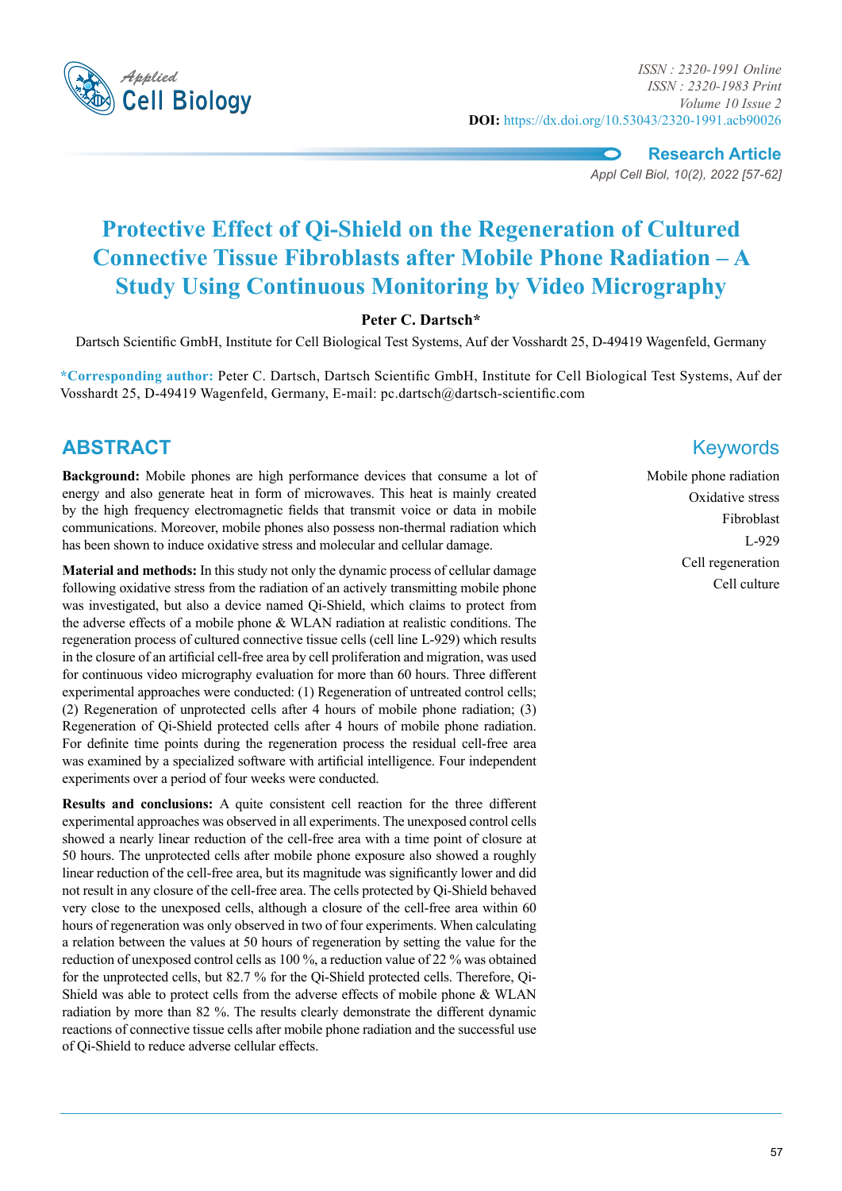Research Article

# Protective Effect of Qi-Shield on the Regeneration of Cultured Connective Tissue Fibroblasts after Mobile Phone Radiation – A Study Using Continuous Monitoring by Video Micrography

**Peter C. Dartsch***

Dartsch Scientific GmbH, Institute for Cell Biological Test Systems, Auf der Vosshardt 25, D-49419 Wagenfeld, Germany

***Corresponding author:** Peter C. Dartsch, Dartsch Scientific GmbH, Institute for Cell Biological Test Systems, Auf der Vosshardt 25, D-49419 Wagenfeld, Germany, E-mail: pc.dartsch@dartsch-scientific.com

## ABSTRACT

**Background:** Mobile phones are high performance devices that consume a lot of energy and also generate heat in form of microwaves. This heat is mainly created by the high frequency electromagnetic fields that transmit voice or data in mobile communications. Moreover, mobile phones also possess non-thermal radiation which has been shown to induce oxidative stress and molecular and cellular damage.

**Material and methods:** In this study not only the dynamic process of cellular damage following oxidative stress from the radiation of an actively transmitting mobile phone was investigated, but also a device named Qi-Shield, which claims to protect from the adverse effects of a mobile phone & WLAN radiation at realistic conditions. The regeneration process of cultured connective tissue cells (cell line L-929) which results in the closure of an artificial cell-free area by cell proliferation and migration, was used for continuous video micrography evaluation for more than 60 hours. Three different experimental approaches were conducted: (1) Regeneration of untreated control cells; (2) Regeneration of unprotected cells after 4 hours of mobile phone radiation; (3) Regeneration of Qi-Shield protected cells after 4 hours of mobile phone radiation. For definite time points during the regeneration process the residual cell-free area was examined by a specialized software with artificial intelligence. Four independent experiments over a period of four weeks were conducted.

**Results and conclusions:** A quite consistent cell reaction for the three different experimental approaches was observed in all experiments. The unexposed control cells showed a nearly linear reduction of the cell-free area with a time point of closure at 50 hours. The unprotected cells after mobile phone exposure also showed a roughly linear reduction of the cell-free area, but its magnitude was significantly lower and did not result in any closure of the cell-free area. The cells protected by Qi-Shield behaved very close to the unexposed cells, although a closure of the cell-free area within 60 hours of regeneration was only observed in two of four experiments. When calculating a relation between the values at 50 hours of regeneration by setting the value for the reduction of unexposed control cells as 100 %, a reduction value of 22 % was obtained for the unprotected cells, but 82.7 % for the Qi-Shield protected cells. Therefore, Qi-Shield was able to protect cells from the adverse effects of mobile phone & WLAN radiation by more than 82 %. The results clearly demonstrate the different dynamic reactions of connective tissue cells after mobile phone radiation and the successful use of Qi-Shield to reduce adverse cellular effects.

## Keywords

Mobile phone radiation
Oxidative stress
Fibroblast
L-929
Cell regeneration
Cell culture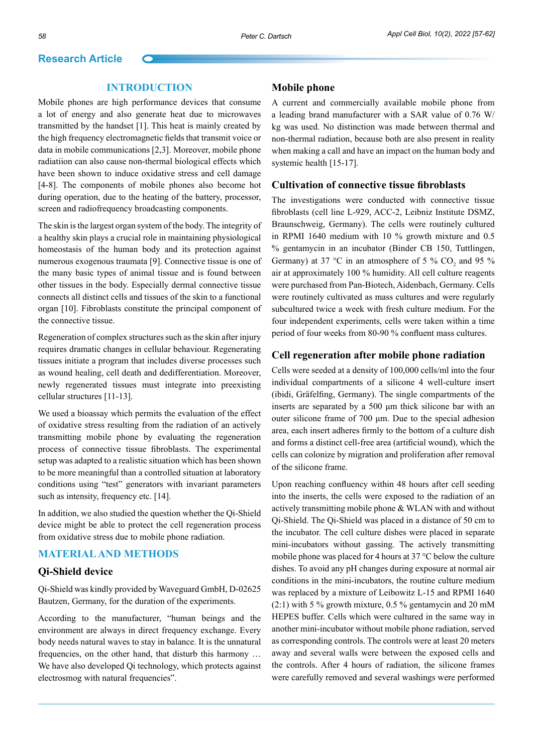## INTRODUCTION

Mobile phones are high performance devices that consume a lot of energy and also generate heat due to microwaves transmitted by the handset [1]. This heat is mainly created by the high frequency electromagnetic fields that transmit voice or data in mobile communications [2,3]. Moreover, mobile phone radiatiion can also cause non-thermal biological effects which have been shown to induce oxidative stress and cell damage [4-8]. The components of mobile phones also become hot during operation, due to the heating of the battery, processor, screen and radiofrequency broadcasting components.

The skin is the largest organ system of the body. The integrity of a healthy skin plays a crucial role in maintaining physiological homeostasis of the human body and its protection against numerous exogenous traumata [9]. Connective tissue is one of the many basic types of animal tissue and is found between other tissues in the body. Especially dermal connective tissue connects all distinct cells and tissues of the skin to a functional organ [10]. Fibroblasts constitute the principal component of the connective tissue.

Regeneration of complex structures such as the skin after injury requires dramatic changes in cellular behaviour. Regenerating tissues initiate a program that includes diverse processes such as wound healing, cell death and dedifferentiation. Moreover, newly regenerated tissues must integrate into preexisting cellular structures [11-13].

We used a bioassay which permits the evaluation of the effect of oxidative stress resulting from the radiation of an actively transmitting mobile phone by evaluating the regeneration process of connective tissue fibroblasts. The experimental setup was adapted to a realistic situation which has been shown to be more meaningful than a controlled situation at laboratory conditions using "test" generators with invariant parameters such as intensity, frequency etc. [14].

In addition, we also studied the question whether the Qi-Shield device might be able to protect the cell regeneration process from oxidative stress due to mobile phone radiation.

## MATERIAL AND METHODS

### Qi-Shield device

Qi-Shield was kindly provided by Waveguard GmbH, D-02625 Bautzen, Germany, for the duration of the experiments.

According to the manufacturer, "human beings and the environment are always in direct frequency exchange. Every body needs natural waves to stay in balance. It is the unnatural frequencies, on the other hand, that disturb this harmony … We have also developed Qi technology, which protects against electrosmog with natural frequencies".

### Mobile phone

A current and commercially available mobile phone from a leading brand manufacturer with a SAR value of 0.76 W/kg was used. No distinction was made between thermal and non-thermal radiation, because both are also present in reality when making a call and have an impact on the human body and systemic health [15-17].

### Cultivation of connective tissue fibroblasts

The investigations were conducted with connective tissue fibroblasts (cell line L-929, ACC-2, Leibniz Institute DSMZ, Braunschweig, Germany). The cells were routinely cultured in RPMI 1640 medium with 10 % growth mixture and 0.5 % gentamycin in an incubator (Binder CB 150, Tuttlingen, Germany) at 37 °C in an atmosphere of 5 % $CO_2$ and 95 % air at approximately 100 % humidity. All cell culture reagents were purchased from Pan-Biotech, Aidenbach, Germany. Cells were routinely cultivated as mass cultures and were regularly subcultured twice a week with fresh culture medium. For the four independent experiments, cells were taken within a time period of four weeks from 80-90 % confluent mass cultures.

### Cell regeneration after mobile phone radiation

Cells were seeded at a density of 100,000 cells/ml into the four individual compartments of a silicone 4 well-culture insert (ibidi, Gräfelfing, Germany). The single compartments of the inserts are separated by a 500 µm thick silicone bar with an outer silicone frame of 700 µm. Due to the special adhesion area, each insert adheres firmly to the bottom of a culture dish and forms a distinct cell-free area (artificial wound), which the cells can colonize by migration and proliferation after removal of the silicone frame.

Upon reaching confluency within 48 hours after cell seeding into the inserts, the cells were exposed to the radiation of an actively transmitting mobile phone & WLAN with and without Qi-Shield. The Qi-Shield was placed in a distance of 50 cm to the incubator. The cell culture dishes were placed in separate mini-incubators without gassing. The actively transmitting mobile phone was placed for 4 hours at 37 °C below the culture dishes. To avoid any pH changes during exposure at normal air conditions in the mini-incubators, the routine culture medium was replaced by a mixture of Leibowitz L-15 and RPMI 1640 (2:1) with 5 % growth mixture, 0.5 % gentamycin and 20 mM HEPES buffer. Cells which were cultured in the same way in another mini-incubator without mobile phone radiation, served as corresponding controls. The controls were at least 20 meters away and several walls were between the exposed cells and the controls. After 4 hours of radiation, the silicone frames were carefully removed and several washings were performed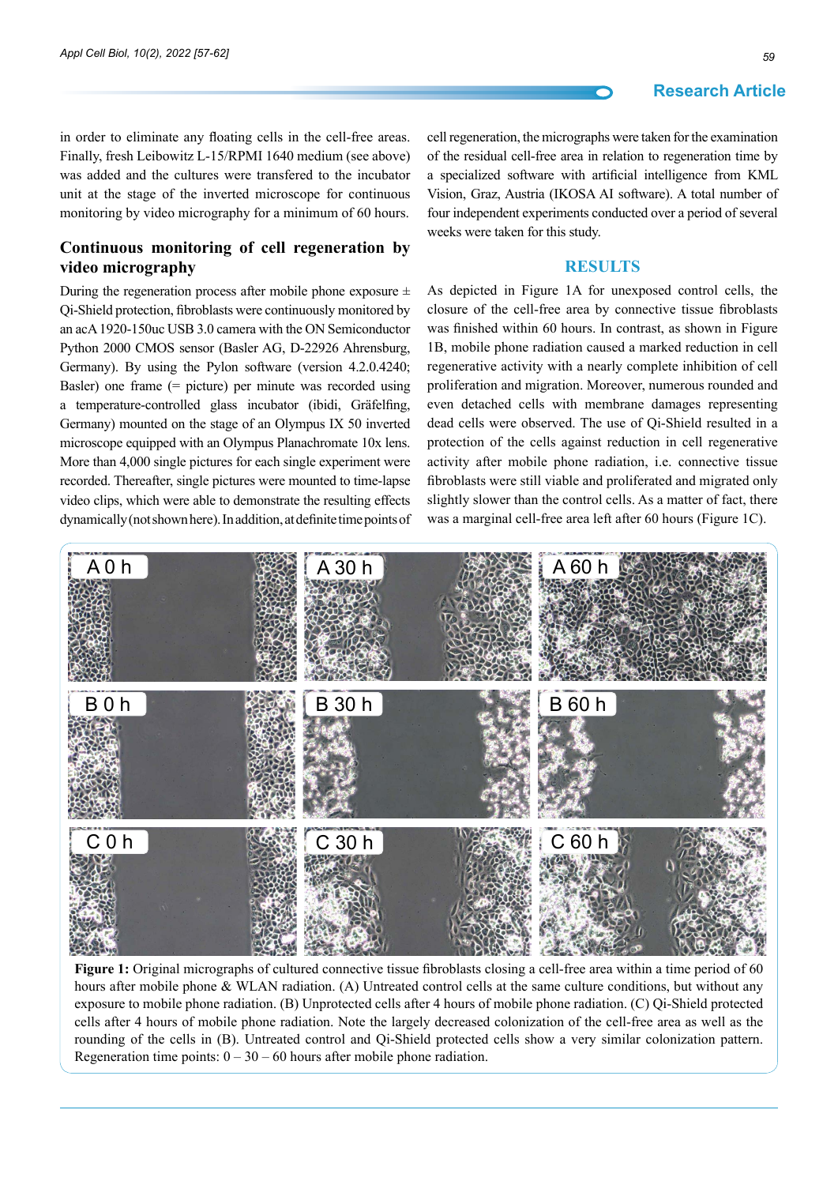in order to eliminate any floating cells in the cell-free areas. Finally, fresh Leibowitz L-15/RPMI 1640 medium (see above) was added and the cultures were transfered to the incubator unit at the stage of the inverted microscope for continuous monitoring by video micrography for a minimum of 60 hours.

### Continuous monitoring of cell regeneration by video micrography

During the regeneration process after mobile phone exposure ± Qi-Shield protection, fibroblasts were continuously monitored by an acA 1920-150uc USB 3.0 camera with the ON Semiconductor Python 2000 CMOS sensor (Basler AG, D-22926 Ahrensburg, Germany). By using the Pylon software (version 4.2.0.4240; Basler) one frame (= picture) per minute was recorded using a temperature-controlled glass incubator (ibidi, Gräfelfing, Germany) mounted on the stage of an Olympus IX 50 inverted microscope equipped with an Olympus Planachromate 10x lens. More than 4,000 single pictures for each single experiment were recorded. Thereafter, single pictures were mounted to time-lapse video clips, which were able to demonstrate the resulting effects dynamically (not shown here). In addition, at definite time points of cell regeneration, the micrographs were taken for the examination of the residual cell-free area in relation to regeneration time by a specialized software with artificial intelligence from KML Vision, Graz, Austria (IKOSA AI software). A total number of four independent experiments conducted over a period of several weeks were taken for this study.

## RESULTS

As depicted in Figure 1A for unexposed control cells, the closure of the cell-free area by connective tissue fibroblasts was finished within 60 hours. In contrast, as shown in Figure 1B, mobile phone radiation caused a marked reduction in cell regenerative activity with a nearly complete inhibition of cell proliferation and migration. Moreover, numerous rounded and even detached cells with membrane damages representing dead cells were observed. The use of Qi-Shield resulted in a protection of the cells against reduction in cell regenerative activity after mobile phone radiation, i.e. connective tissue fibroblasts were still viable and proliferated and migrated only slightly slower than the control cells. As a matter of fact, there was a marginal cell-free area left after 60 hours (Figure 1C).

**Figure 1:** Original micrographs of cultured connective tissue fibroblasts closing a cell-free area within a time period of 60 hours after mobile phone & WLAN radiation. (A) Untreated control cells at the same culture conditions, but without any exposure to mobile phone radiation. (B) Unprotected cells after 4 hours of mobile phone radiation. (C) Qi-Shield protected cells after 4 hours of mobile phone radiation. Note the largely decreased colonization of the cell-free area as well as the rounding of the cells in (B). Untreated control and Qi-Shield protected cells show a very similar colonization pattern. Regeneration time points: 0 – 30 – 60 hours after mobile phone radiation.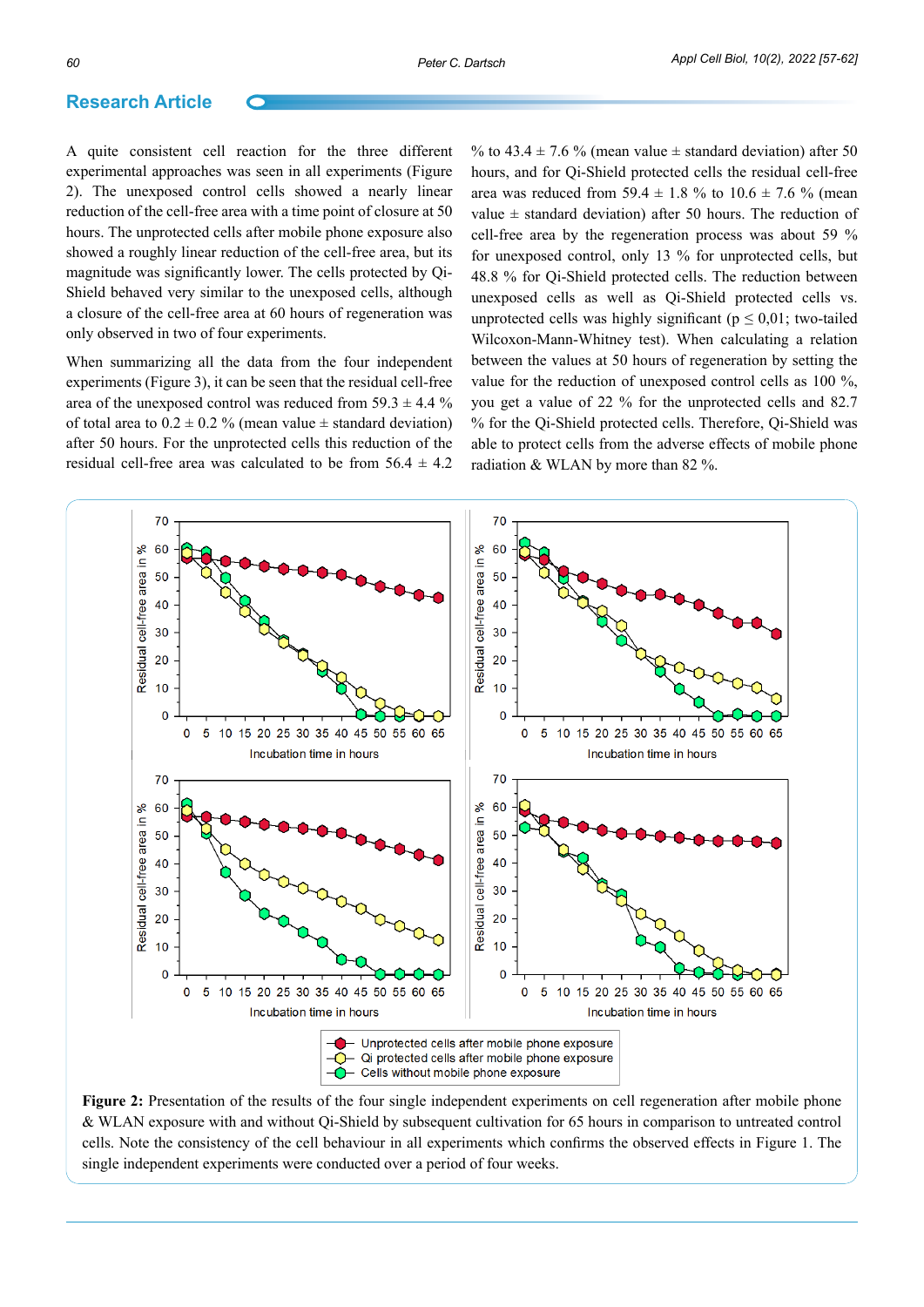A quite consistent cell reaction for the three different experimental approaches was seen in all experiments (Figure 2). The unexposed control cells showed a nearly linear reduction of the cell-free area with a time point of closure at 50 hours. The unprotected cells after mobile phone exposure also showed a roughly linear reduction of the cell-free area, but its magnitude was significantly lower. The cells protected by Qi-Shield behaved very similar to the unexposed cells, although a closure of the cell-free area at 60 hours of regeneration was only observed in two of four experiments.

When summarizing all the data from the four independent experiments (Figure 3), it can be seen that the residual cell-free area of the unexposed control was reduced from 59.3 ± 4.4 % of total area to 0.2 ± 0.2 % (mean value ± standard deviation) after 50 hours. For the unprotected cells this reduction of the residual cell-free area was calculated to be from 56.4 ± 4.2 % to 43.4 ± 7.6 % (mean value ± standard deviation) after 50 hours, and for Qi-Shield protected cells the residual cell-free area was reduced from 59.4 ± 1.8 % to 10.6 ± 7.6 % (mean value ± standard deviation) after 50 hours. The reduction of cell-free area by the regeneration process was about 59 % for unexposed control, only 13 % for unprotected cells, but 48.8 % for Qi-Shield protected cells. The reduction between unexposed cells as well as Qi-Shield protected cells vs. unprotected cells was highly significant ($p \leq 0{,}01$; two-tailed Wilcoxon-Mann-Whitney test). When calculating a relation between the values at 50 hours of regeneration by setting the value for the reduction of unexposed control cells as 100 %, you get a value of 22 % for the unprotected cells and 82.7 % for the Qi-Shield protected cells. Therefore, Qi-Shield was able to protect cells from the adverse effects of mobile phone radiation & WLAN by more than 82 %.

**Figure 2:** Presentation of the results of the four single independent experiments on cell regeneration after mobile phone & WLAN exposure with and without Qi-Shield by subsequent cultivation for 65 hours in comparison to untreated control cells. Note the consistency of the cell behaviour in all experiments which confirms the observed effects in Figure 1. The single independent experiments were conducted over a period of four weeks.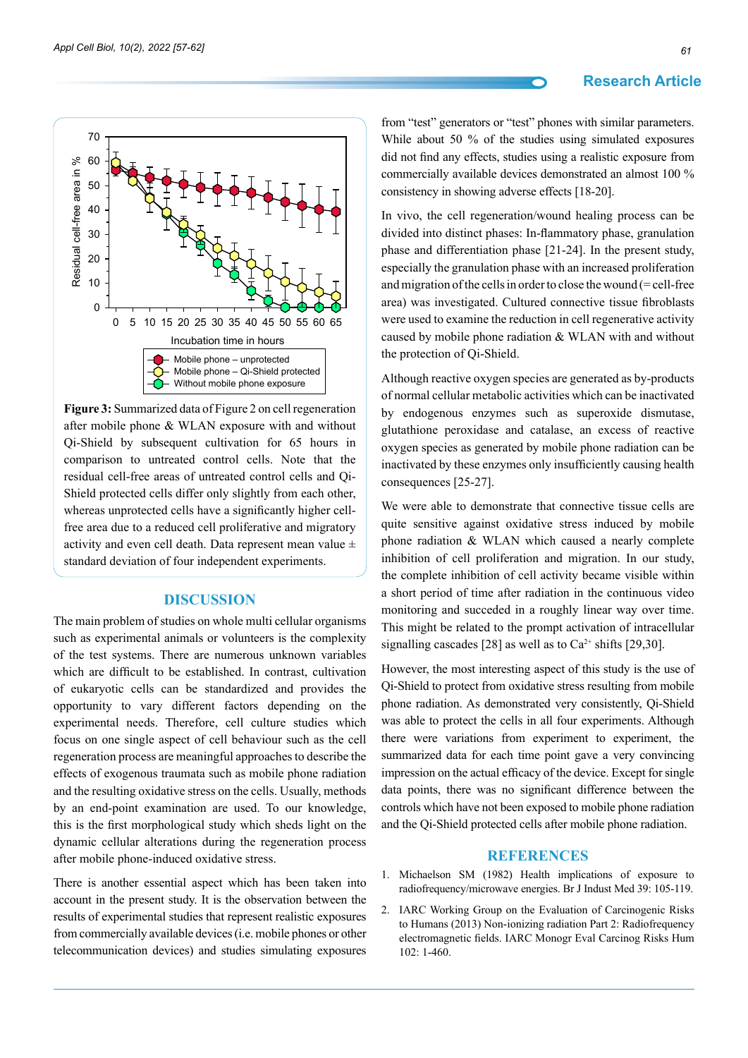**Figure 3:** Summarized data of Figure 2 on cell regeneration after mobile phone & WLAN exposure with and without Qi-Shield by subsequent cultivation for 65 hours in comparison to untreated control cells. Note that the residual cell-free areas of untreated control cells and Qi-Shield protected cells differ only slightly from each other, whereas unprotected cells have a significantly higher cell-free area due to a reduced cell proliferative and migratory activity and even cell death. Data represent mean value ± standard deviation of four independent experiments.

## DISCUSSION

The main problem of studies on whole multi cellular organisms such as experimental animals or volunteers is the complexity of the test systems. There are numerous unknown variables which are difficult to be established. In contrast, cultivation of eukaryotic cells can be standardized and provides the opportunity to vary different factors depending on the experimental needs. Therefore, cell culture studies which focus on one single aspect of cell behaviour such as the cell regeneration process are meaningful approaches to describe the effects of exogenous traumata such as mobile phone radiation and the resulting oxidative stress on the cells. Usually, methods by an end-point examination are used. To our knowledge, this is the first morphological study which sheds light on the dynamic cellular alterations during the regeneration process after mobile phone-induced oxidative stress.

There is another essential aspect which has been taken into account in the present study. It is the observation between the results of experimental studies that represent realistic exposures from commercially available devices (i.e. mobile phones or other telecommunication devices) and studies simulating exposures from "test" generators or "test" phones with similar parameters. While about 50 % of the studies using simulated exposures did not find any effects, studies using a realistic exposure from commercially available devices demonstrated an almost 100 % consistency in showing adverse effects [18-20].

In vivo, the cell regeneration/wound healing process can be divided into distinct phases: In-flammatory phase, granulation phase and differentiation phase [21-24]. In the present study, especially the granulation phase with an increased proliferation and migration of the cells in order to close the wound (= cell-free area) was investigated. Cultured connective tissue fibroblasts were used to examine the reduction in cell regenerative activity caused by mobile phone radiation & WLAN with and without the protection of Qi-Shield.

Although reactive oxygen species are generated as by-products of normal cellular metabolic activities which can be inactivated by endogenous enzymes such as superoxide dismutase, glutathione peroxidase and catalase, an excess of reactive oxygen species as generated by mobile phone radiation can be inactivated by these enzymes only insufficiently causing health consequences [25-27].

We were able to demonstrate that connective tissue cells are quite sensitive against oxidative stress induced by mobile phone radiation & WLAN which caused a nearly complete inhibition of cell proliferation and migration. In our study, the complete inhibition of cell activity became visible within a short period of time after radiation in the continuous video monitoring and succeeded in a roughly linear way over time. This might be related to the prompt activation of intracellular signalling cascades [28] as well as to $Ca^{2+}$ shifts [29,30].

However, the most interesting aspect of this study is the use of Qi-Shield to protect from oxidative stress resulting from mobile phone radiation. As demonstrated very consistently, Qi-Shield was able to protect the cells in all four experiments. Although there were variations from experiment to experiment, the summarized data for each time point gave a very convincing impression on the actual efficacy of the device. Except for single data points, there was no significant difference between the controls which have not been exposed to mobile phone radiation and the Qi-Shield protected cells after mobile phone radiation.

## REFERENCES

1. Michaelson SM (1982) Health implications of exposure to radiofrequency/microwave energies. Br J Indust Med 39: 105-119.
2. IARC Working Group on the Evaluation of Carcinogenic Risks to Humans (2013) Non-ionizing radiation Part 2: Radiofrequency electromagnetic fields. IARC Monogr Eval Carcinog Risks Hum 102: 1-460.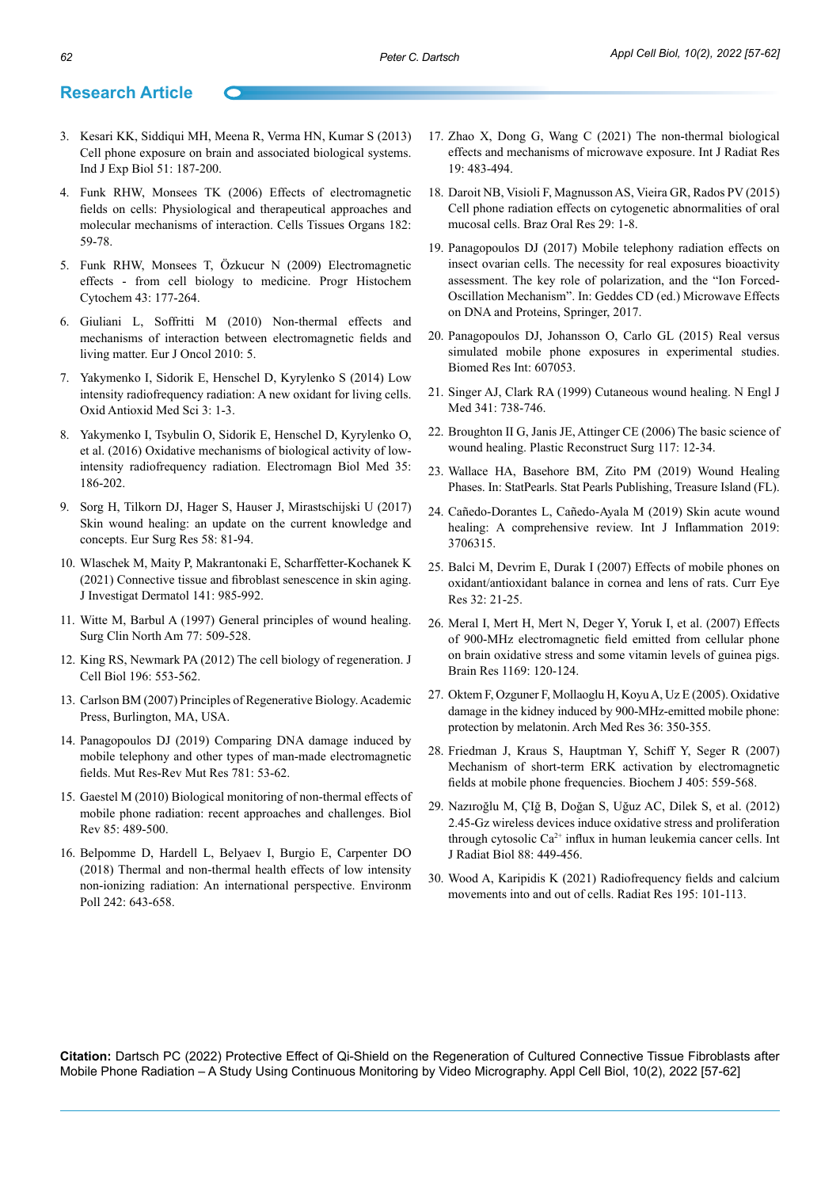3. Kesari KK, Siddiqui MH, Meena R, Verma HN, Kumar S (2013) Cell phone exposure on brain and associated biological systems. Ind J Exp Biol 51: 187-200.
4. Funk RHW, Monsees TK (2006) Effects of electromagnetic fields on cells: Physiological and therapeutical approaches and molecular mechanisms of interaction. Cells Tissues Organs 182: 59-78.
5. Funk RHW, Monsees T, Özkucur N (2009) Electromagnetic effects - from cell biology to medicine. Progr Histochem Cytochem 43: 177-264.
6. Giuliani L, Soffritti M (2010) Non-thermal effects and mechanisms of interaction between electromagnetic fields and living matter. Eur J Oncol 2010: 5.
7. Yakymenko I, Sidorik E, Henschel D, Kyrylenko S (2014) Low intensity radiofrequency radiation: A new oxidant for living cells. Oxid Antioxid Med Sci 3: 1-3.
8. Yakymenko I, Tsybulin O, Sidorik E, Henschel D, Kyrylenko O, et al. (2016) Oxidative mechanisms of biological activity of low-intensity radiofrequency radiation. Electromagn Biol Med 35: 186-202.
9. Sorg H, Tilkorn DJ, Hager S, Hauser J, Mirastschijski U (2017) Skin wound healing: an update on the current knowledge and concepts. Eur Surg Res 58: 81-94.
10. Wlaschek M, Maity P, Makrantonaki E, Scharffetter-Kochanek K (2021) Connective tissue and fibroblast senescence in skin aging. J Investigat Dermatol 141: 985-992.
11. Witte M, Barbul A (1997) General principles of wound healing. Surg Clin North Am 77: 509-528.
12. King RS, Newmark PA (2012) The cell biology of regeneration. J Cell Biol 196: 553-562.
13. Carlson BM (2007) Principles of Regenerative Biology. Academic Press, Burlington, MA, USA.
14. Panagopoulos DJ (2019) Comparing DNA damage induced by mobile telephony and other types of man-made electromagnetic fields. Mut Res-Rev Mut Res 781: 53-62.
15. Gaestel M (2010) Biological monitoring of non-thermal effects of mobile phone radiation: recent approaches and challenges. Biol Rev 85: 489-500.
16. Belpomme D, Hardell L, Belyaev I, Burgio E, Carpenter DO (2018) Thermal and non-thermal health effects of low intensity non-ionizing radiation: An international perspective. Environm Poll 242: 643-658.
17. Zhao X, Dong G, Wang C (2021) The non-thermal biological effects and mechanisms of microwave exposure. Int J Radiat Res 19: 483-494.
18. Daroit NB, Visioli F, Magnusson AS, Vieira GR, Rados PV (2015) Cell phone radiation effects on cytogenetic abnormalities of oral mucosal cells. Braz Oral Res 29: 1-8.
19. Panagopoulos DJ (2017) Mobile telephony radiation effects on insect ovarian cells. The necessity for real exposures bioactivity assessment. The key role of polarization, and the "Ion Forced-Oscillation Mechanism". In: Geddes CD (ed.) Microwave Effects on DNA and Proteins, Springer, 2017.
20. Panagopoulos DJ, Johansson O, Carlo GL (2015) Real versus simulated mobile phone exposures in experimental studies. Biomed Res Int: 607053.
21. Singer AJ, Clark RA (1999) Cutaneous wound healing. N Engl J Med 341: 738-746.
22. Broughton II G, Janis JE, Attinger CE (2006) The basic science of wound healing. Plastic Reconstruct Surg 117: 12-34.
23. Wallace HA, Basehore BM, Zito PM (2019) Wound Healing Phases. In: StatPearls. Stat Pearls Publishing, Treasure Island (FL).
24. Cañedo-Dorantes L, Cañedo-Ayala M (2019) Skin acute wound healing: A comprehensive review. Int J Inflammation 2019: 3706315.
25. Balci M, Devrim E, Durak I (2007) Effects of mobile phones on oxidant/antioxidant balance in cornea and lens of rats. Curr Eye Res 32: 21-25.
26. Meral I, Mert H, Mert N, Deger Y, Yoruk I, et al. (2007) Effects of 900-MHz electromagnetic field emitted from cellular phone on brain oxidative stress and some vitamin levels of guinea pigs. Brain Res 1169: 120-124.
27. Oktem F, Ozguner F, Mollaoglu H, Koyu A, Uz E (2005). Oxidative damage in the kidney induced by 900-MHz-emitted mobile phone: protection by melatonin. Arch Med Res 36: 350-355.
28. Friedman J, Kraus S, Hauptman Y, Schiff Y, Seger R (2007) Mechanism of short-term ERK activation by electromagnetic fields at mobile phone frequencies. Biochem J 405: 559-568.
29. Nazıroğlu M, ÇIğ B, Doğan S, Uğuz AC, Dilek S, et al. (2012) 2.45-Gz wireless devices induce oxidative stress and proliferation through cytosolic $Ca^{2+}$ influx in human leukemia cancer cells. Int J Radiat Biol 88: 449-456.
30. Wood A, Karipidis K (2021) Radiofrequency fields and calcium movements into and out of cells. Radiat Res 195: 101-113.

**Citation:** Dartsch PC (2022) Protective Effect of Qi-Shield on the Regeneration of Cultured Connective Tissue Fibroblasts after Mobile Phone Radiation – A Study Using Continuous Monitoring by Video Micrography. Appl Cell Biol, 10(2), 2022 [57-62]